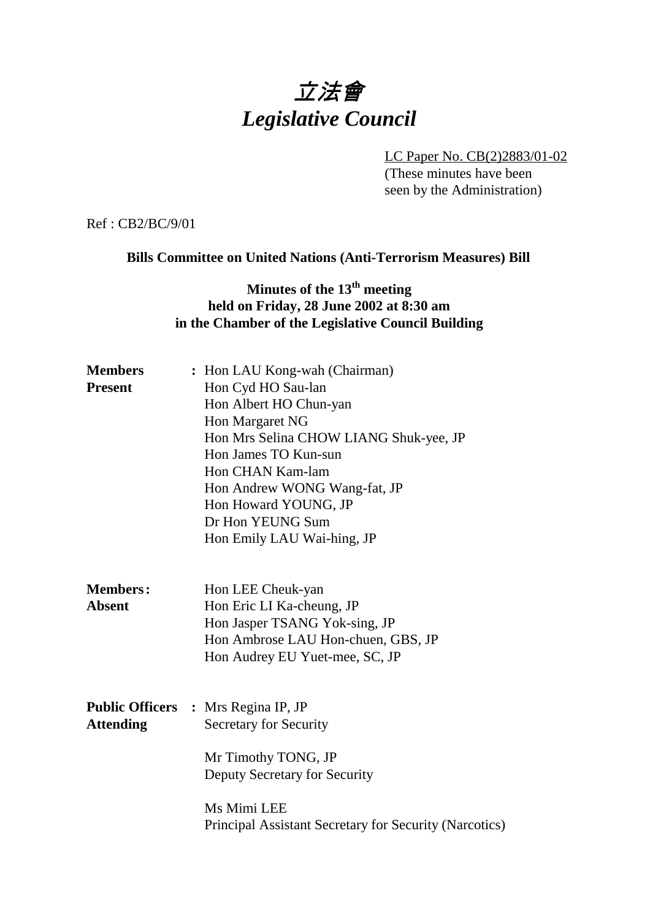# 立法會
# *Legislative Council*

LC Paper No. CB(2)2883/01-02
(These minutes have been seen by the Administration)

Ref : CB2/BC/9/01

**Bills Committee on United Nations (Anti-Terrorism Measures) Bill**

**Minutes of the 13th meeting**
**held on Friday, 28 June 2002 at 8:30 am**
**in the Chamber of the Legislative Council Building**

**Members Present** :
Hon LAU Kong-wah (Chairman)
Hon Cyd HO Sau-lan
Hon Albert HO Chun-yan
Hon Margaret NG
Hon Mrs Selina CHOW LIANG Shuk-yee, JP
Hon James TO Kun-sun
Hon CHAN Kam-lam
Hon Andrew WONG Wang-fat, JP
Hon Howard YOUNG, JP
Dr Hon YEUNG Sum
Hon Emily LAU Wai-hing, JP

**Members Absent** :
Hon LEE Cheuk-yan
Hon Eric LI Ka-cheung, JP
Hon Jasper TSANG Yok-sing, JP
Hon Ambrose LAU Hon-chuen, GBS, JP
Hon Audrey EU Yuet-mee, SC, JP

**Public Officers Attending** :
Mrs Regina IP, JP
Secretary for Security

Mr Timothy TONG, JP
Deputy Secretary for Security

Ms Mimi LEE
Principal Assistant Secretary for Security (Narcotics)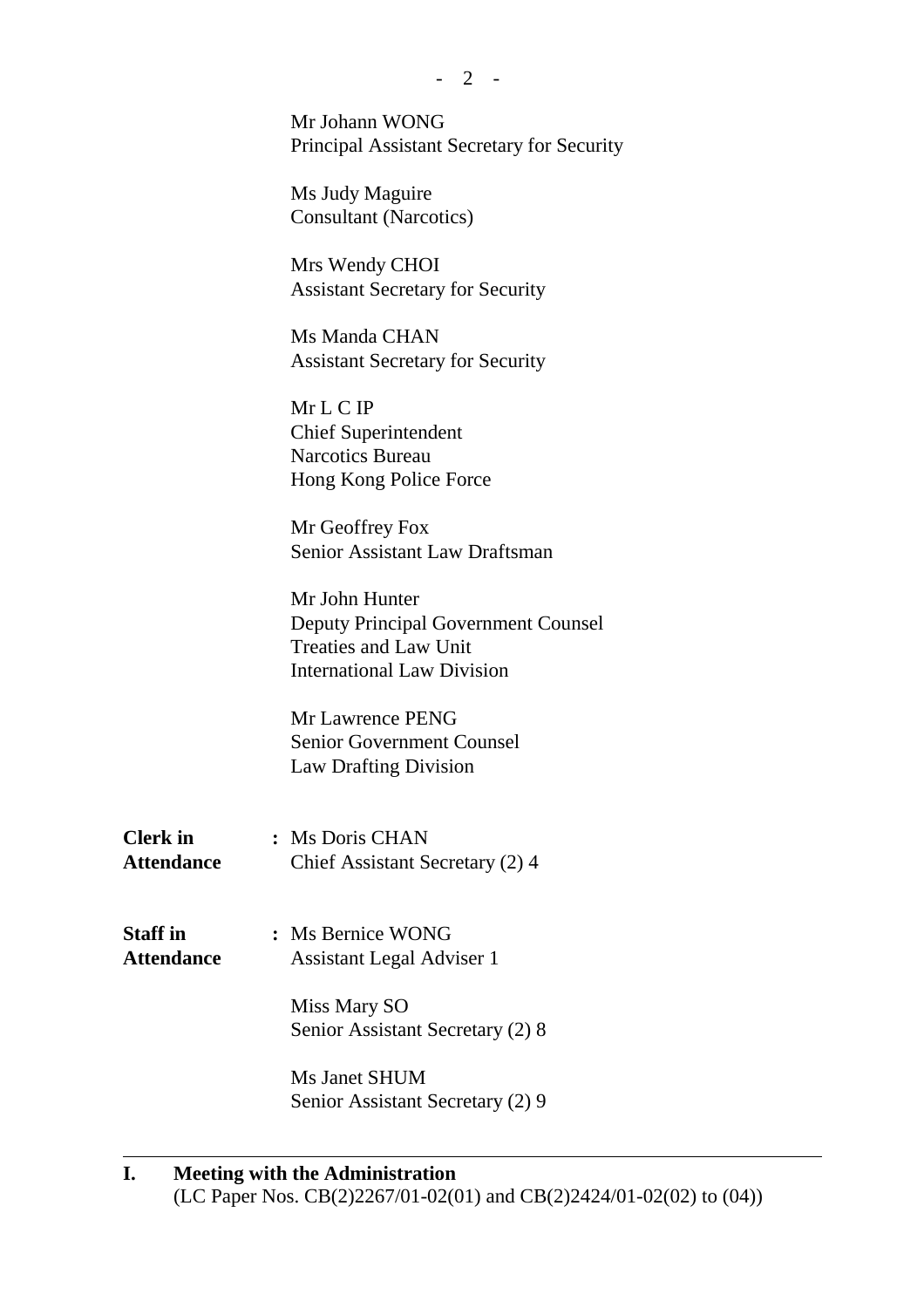Mr Johann WONG
Principal Assistant Secretary for Security

Ms Judy Maguire
Consultant (Narcotics)

Mrs Wendy CHOI
Assistant Secretary for Security

Ms Manda CHAN
Assistant Secretary for Security

Mr L C IP
Chief Superintendent
Narcotics Bureau
Hong Kong Police Force

Mr Geoffrey Fox
Senior Assistant Law Draftsman

Mr John Hunter
Deputy Principal Government Counsel
Treaties and Law Unit
International Law Division

Mr Lawrence PENG
Senior Government Counsel
Law Drafting Division

**Clerk in Attendance** : Ms Doris CHAN
Chief Assistant Secretary (2) 4

**Staff in Attendance** : Ms Bernice WONG
Assistant Legal Adviser 1

Miss Mary SO
Senior Assistant Secretary (2) 8

Ms Janet SHUM
Senior Assistant Secretary (2) 9

---

**I. Meeting with the Administration**
(LC Paper Nos. CB(2)2267/01-02(01) and CB(2)2424/01-02(02) to (04))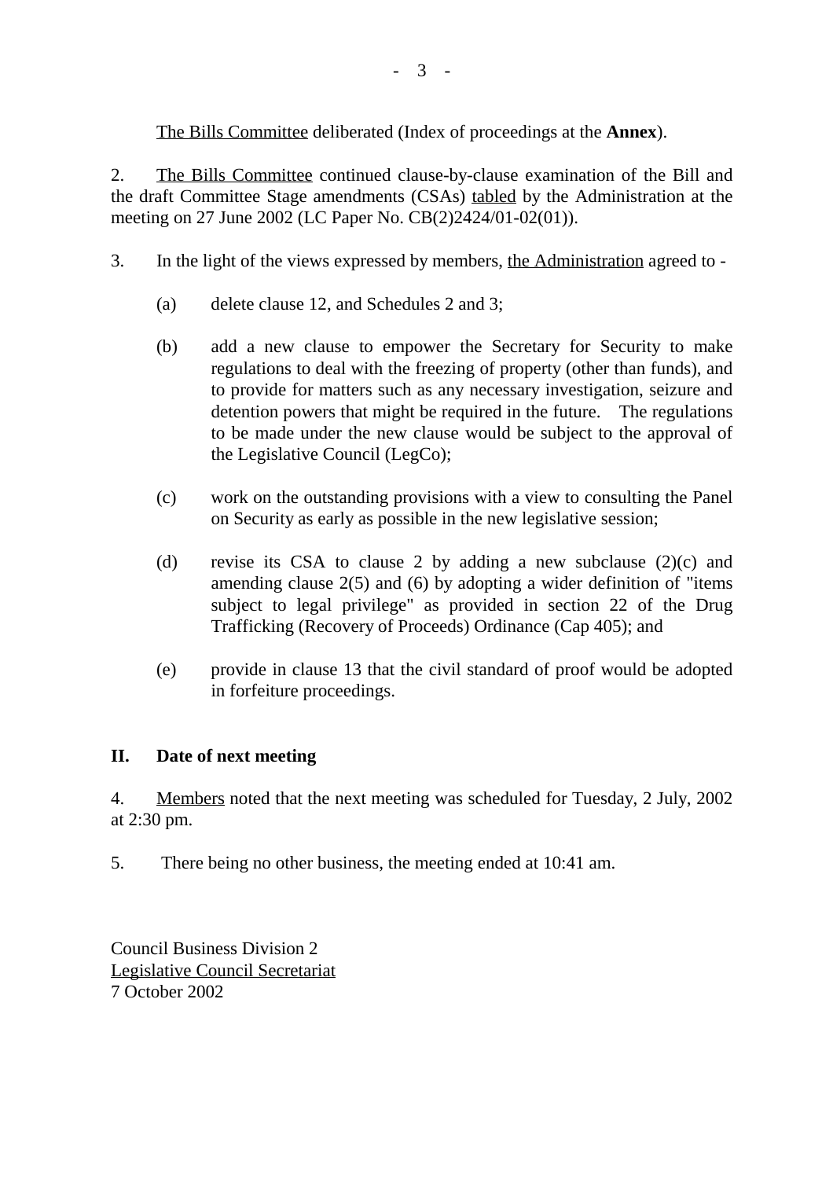The Bills Committee deliberated (Index of proceedings at the **Annex**).

2. The Bills Committee continued clause-by-clause examination of the Bill and the draft Committee Stage amendments (CSAs) tabled by the Administration at the meeting on 27 June 2002 (LC Paper No. CB(2)2424/01-02(01)).

3. In the light of the views expressed by members, the Administration agreed to -

(a) delete clause 12, and Schedules 2 and 3;

(b) add a new clause to empower the Secretary for Security to make regulations to deal with the freezing of property (other than funds), and to provide for matters such as any necessary investigation, seizure and detention powers that might be required in the future. The regulations to be made under the new clause would be subject to the approval of the Legislative Council (LegCo);

(c) work on the outstanding provisions with a view to consulting the Panel on Security as early as possible in the new legislative session;

(d) revise its CSA to clause 2 by adding a new subclause (2)(c) and amending clause 2(5) and (6) by adopting a wider definition of "items subject to legal privilege" as provided in section 22 of the Drug Trafficking (Recovery of Proceeds) Ordinance (Cap 405); and

(e) provide in clause 13 that the civil standard of proof would be adopted in forfeiture proceedings.

## II. Date of next meeting

4. Members noted that the next meeting was scheduled for Tuesday, 2 July, 2002 at 2:30 pm.

5. There being no other business, the meeting ended at 10:41 am.

Council Business Division 2
Legislative Council Secretariat
7 October 2002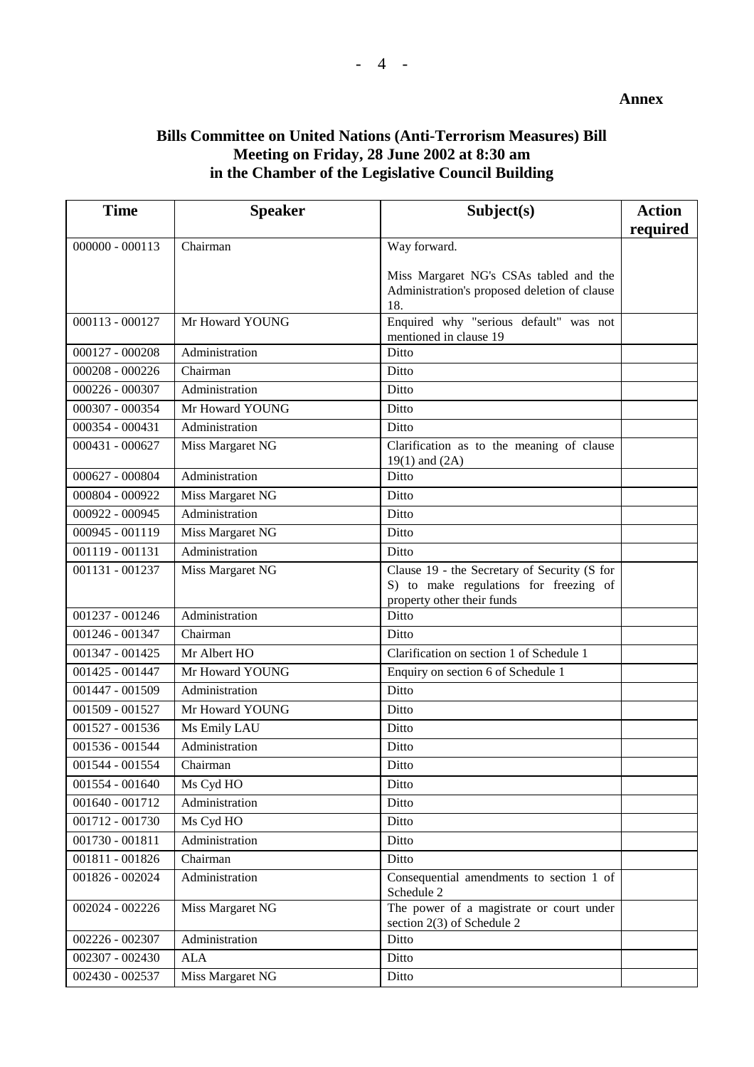**Annex**

**Bills Committee on United Nations (Anti-Terrorism Measures) Bill**
**Meeting on Friday, 28 June 2002 at 8:30 am**
**in the Chamber of the Legislative Council Building**

| Time | Speaker | Subject(s) | Action required |
|---|---|---|---|
| 000000 - 000113 | Chairman | Way forward.<br><br>Miss Margaret NG's CSAs tabled and the Administration's proposed deletion of clause 18. | |
| 000113 - 000127 | Mr Howard YOUNG | Enquired why "serious default" was not mentioned in clause 19 | |
| 000127 - 000208 | Administration | Ditto | |
| 000208 - 000226 | Chairman | Ditto | |
| 000226 - 000307 | Administration | Ditto | |
| 000307 - 000354 | Mr Howard YOUNG | Ditto | |
| 000354 - 000431 | Administration | Ditto | |
| 000431 - 000627 | Miss Margaret NG | Clarification as to the meaning of clause 19(1) and (2A) | |
| 000627 - 000804 | Administration | Ditto | |
| 000804 - 000922 | Miss Margaret NG | Ditto | |
| 000922 - 000945 | Administration | Ditto | |
| 000945 - 001119 | Miss Margaret NG | Ditto | |
| 001119 - 001131 | Administration | Ditto | |
| 001131 - 001237 | Miss Margaret NG | Clause 19 - the Secretary of Security (S for S) to make regulations for freezing of property other their funds | |
| 001237 - 001246 | Administration | Ditto | |
| 001246 - 001347 | Chairman | Ditto | |
| 001347 - 001425 | Mr Albert HO | Clarification on section 1 of Schedule 1 | |
| 001425 - 001447 | Mr Howard YOUNG | Enquiry on section 6 of Schedule 1 | |
| 001447 - 001509 | Administration | Ditto | |
| 001509 - 001527 | Mr Howard YOUNG | Ditto | |
| 001527 - 001536 | Ms Emily LAU | Ditto | |
| 001536 - 001544 | Administration | Ditto | |
| 001544 - 001554 | Chairman | Ditto | |
| 001554 - 001640 | Ms Cyd HO | Ditto | |
| 001640 - 001712 | Administration | Ditto | |
| 001712 - 001730 | Ms Cyd HO | Ditto | |
| 001730 - 001811 | Administration | Ditto | |
| 001811 - 001826 | Chairman | Ditto | |
| 001826 - 002024 | Administration | Consequential amendments to section 1 of Schedule 2 | |
| 002024 - 002226 | Miss Margaret NG | The power of a magistrate or court under section 2(3) of Schedule 2 | |
| 002226 - 002307 | Administration | Ditto | |
| 002307 - 002430 | ALA | Ditto | |
| 002430 - 002537 | Miss Margaret NG | Ditto | |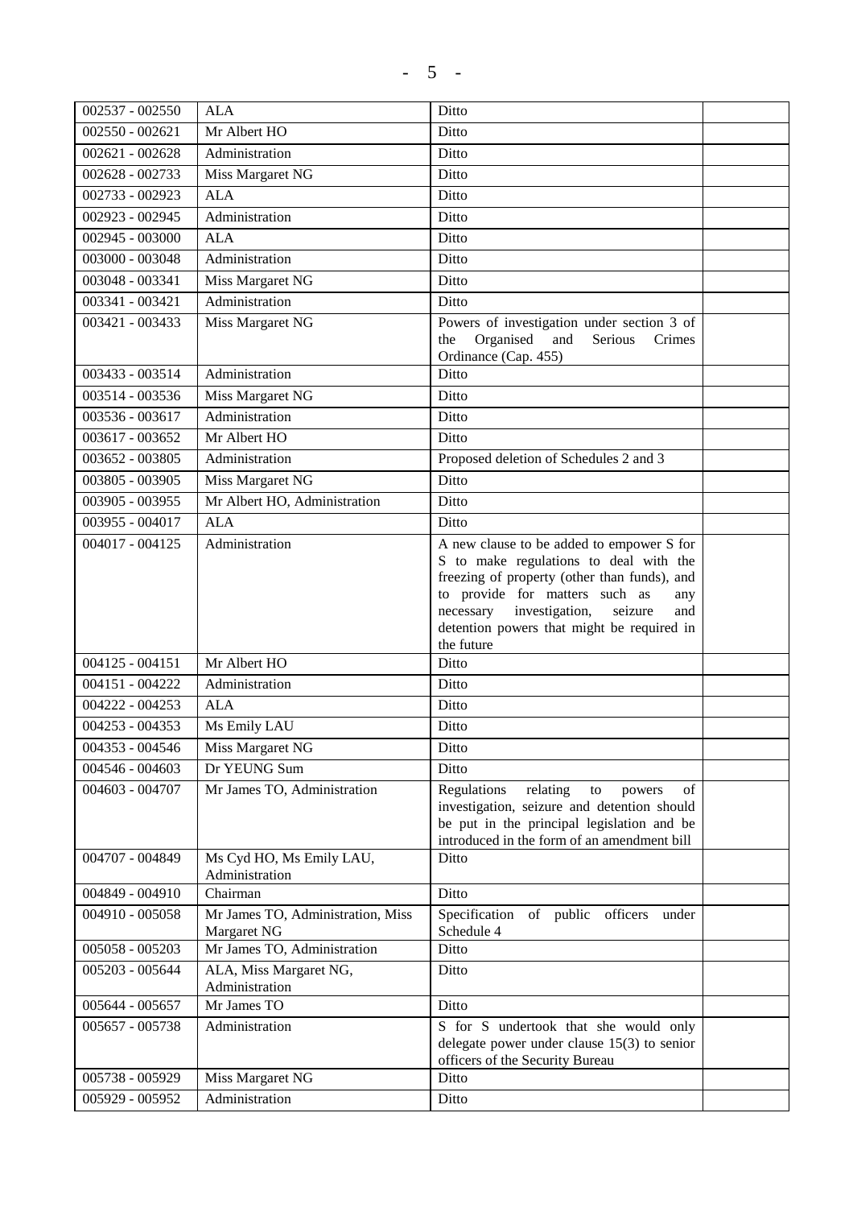| 002537 - 002550 | ALA | Ditto | |
|---|---|---|---|
| 002550 - 002621 | Mr Albert HO | Ditto | |
| 002621 - 002628 | Administration | Ditto | |
| 002628 - 002733 | Miss Margaret NG | Ditto | |
| 002733 - 002923 | ALA | Ditto | |
| 002923 - 002945 | Administration | Ditto | |
| 002945 - 003000 | ALA | Ditto | |
| 003000 - 003048 | Administration | Ditto | |
| 003048 - 003341 | Miss Margaret NG | Ditto | |
| 003341 - 003421 | Administration | Ditto | |
| 003421 - 003433 | Miss Margaret NG | Powers of investigation under section 3 of the Organised and Serious Crimes Ordinance (Cap. 455) | |
| 003433 - 003514 | Administration | Ditto | |
| 003514 - 003536 | Miss Margaret NG | Ditto | |
| 003536 - 003617 | Administration | Ditto | |
| 003617 - 003652 | Mr Albert HO | Ditto | |
| 003652 - 003805 | Administration | Proposed deletion of Schedules 2 and 3 | |
| 003805 - 003905 | Miss Margaret NG | Ditto | |
| 003905 - 003955 | Mr Albert HO, Administration | Ditto | |
| 003955 - 004017 | ALA | Ditto | |
| 004017 - 004125 | Administration | A new clause to be added to empower S for S to make regulations to deal with the freezing of property (other than funds), and to provide for matters such as any necessary investigation, seizure and detention powers that might be required in the future | |
| 004125 - 004151 | Mr Albert HO | Ditto | |
| 004151 - 004222 | Administration | Ditto | |
| 004222 - 004253 | ALA | Ditto | |
| 004253 - 004353 | Ms Emily LAU | Ditto | |
| 004353 - 004546 | Miss Margaret NG | Ditto | |
| 004546 - 004603 | Dr YEUNG Sum | Ditto | |
| 004603 - 004707 | Mr James TO, Administration | Regulations relating to powers of investigation, seizure and detention should be put in the principal legislation and be introduced in the form of an amendment bill | |
| 004707 - 004849 | Ms Cyd HO, Ms Emily LAU, Administration | Ditto | |
| 004849 - 004910 | Chairman | Ditto | |
| 004910 - 005058 | Mr James TO, Administration, Miss Margaret NG | Specification of public officers under Schedule 4 | |
| 005058 - 005203 | Mr James TO, Administration | Ditto | |
| 005203 - 005644 | ALA, Miss Margaret NG, Administration | Ditto | |
| 005644 - 005657 | Mr James TO | Ditto | |
| 005657 - 005738 | Administration | S for S undertook that she would only delegate power under clause 15(3) to senior officers of the Security Bureau | |
| 005738 - 005929 | Miss Margaret NG | Ditto | |
| 005929 - 005952 | Administration | Ditto | |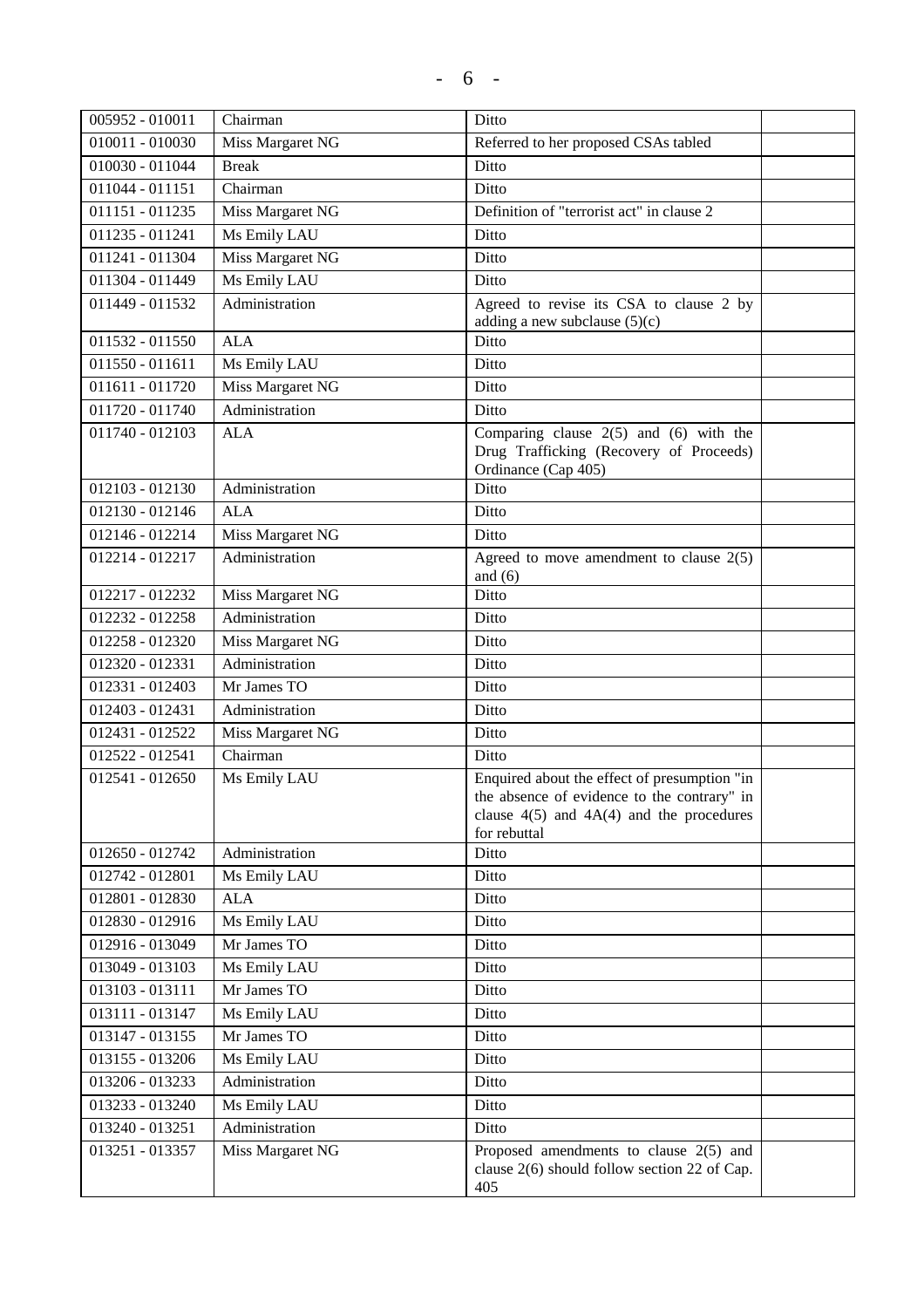| | | | |
|---|---|---|---|
| 005952 - 010011 | Chairman | Ditto | |
| 010011 - 010030 | Miss Margaret NG | Referred to her proposed CSAs tabled | |
| 010030 - 011044 | Break | Ditto | |
| 011044 - 011151 | Chairman | Ditto | |
| 011151 - 011235 | Miss Margaret NG | Definition of "terrorist act" in clause 2 | |
| 011235 - 011241 | Ms Emily LAU | Ditto | |
| 011241 - 011304 | Miss Margaret NG | Ditto | |
| 011304 - 011449 | Ms Emily LAU | Ditto | |
| 011449 - 011532 | Administration | Agreed to revise its CSA to clause 2 by adding a new subclause (5)(c) | |
| 011532 - 011550 | ALA | Ditto | |
| 011550 - 011611 | Ms Emily LAU | Ditto | |
| 011611 - 011720 | Miss Margaret NG | Ditto | |
| 011720 - 011740 | Administration | Ditto | |
| 011740 - 012103 | ALA | Comparing clause 2(5) and (6) with the Drug Trafficking (Recovery of Proceeds) Ordinance (Cap 405) | |
| 012103 - 012130 | Administration | Ditto | |
| 012130 - 012146 | ALA | Ditto | |
| 012146 - 012214 | Miss Margaret NG | Ditto | |
| 012214 - 012217 | Administration | Agreed to move amendment to clause 2(5) and (6) | |
| 012217 - 012232 | Miss Margaret NG | Ditto | |
| 012232 - 012258 | Administration | Ditto | |
| 012258 - 012320 | Miss Margaret NG | Ditto | |
| 012320 - 012331 | Administration | Ditto | |
| 012331 - 012403 | Mr James TO | Ditto | |
| 012403 - 012431 | Administration | Ditto | |
| 012431 - 012522 | Miss Margaret NG | Ditto | |
| 012522 - 012541 | Chairman | Ditto | |
| 012541 - 012650 | Ms Emily LAU | Enquired about the effect of presumption "in the absence of evidence to the contrary" in clause 4(5) and 4A(4) and the procedures for rebuttal | |
| 012650 - 012742 | Administration | Ditto | |
| 012742 - 012801 | Ms Emily LAU | Ditto | |
| 012801 - 012830 | ALA | Ditto | |
| 012830 - 012916 | Ms Emily LAU | Ditto | |
| 012916 - 013049 | Mr James TO | Ditto | |
| 013049 - 013103 | Ms Emily LAU | Ditto | |
| 013103 - 013111 | Mr James TO | Ditto | |
| 013111 - 013147 | Ms Emily LAU | Ditto | |
| 013147 - 013155 | Mr James TO | Ditto | |
| 013155 - 013206 | Ms Emily LAU | Ditto | |
| 013206 - 013233 | Administration | Ditto | |
| 013233 - 013240 | Ms Emily LAU | Ditto | |
| 013240 - 013251 | Administration | Ditto | |
| 013251 - 013357 | Miss Margaret NG | Proposed amendments to clause 2(5) and clause 2(6) should follow section 22 of Cap. 405 | |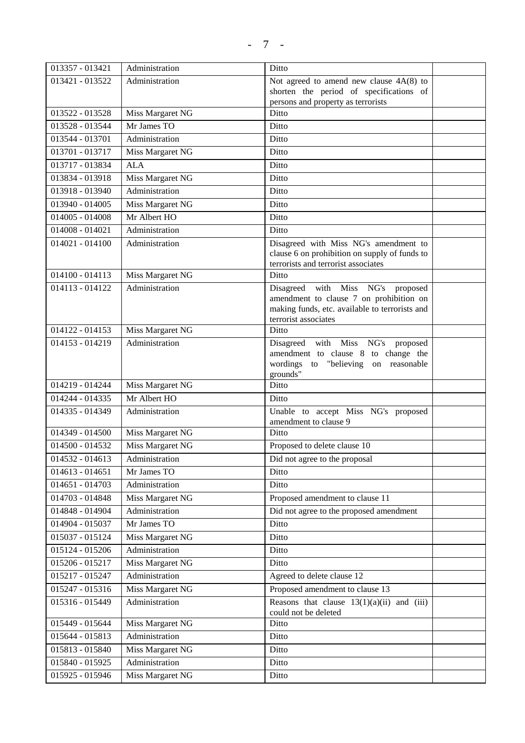| | | | |
|---|---|---|---|
| 013357 - 013421 | Administration | Ditto | |
| 013421 - 013522 | Administration | Not agreed to amend new clause 4A(8) to shorten the period of specifications of persons and property as terrorists | |
| 013522 - 013528 | Miss Margaret NG | Ditto | |
| 013528 - 013544 | Mr James TO | Ditto | |
| 013544 - 013701 | Administration | Ditto | |
| 013701 - 013717 | Miss Margaret NG | Ditto | |
| 013717 - 013834 | ALA | Ditto | |
| 013834 - 013918 | Miss Margaret NG | Ditto | |
| 013918 - 013940 | Administration | Ditto | |
| 013940 - 014005 | Miss Margaret NG | Ditto | |
| 014005 - 014008 | Mr Albert HO | Ditto | |
| 014008 - 014021 | Administration | Ditto | |
| 014021 - 014100 | Administration | Disagreed with Miss NG's amendment to clause 6 on prohibition on supply of funds to terrorists and terrorist associates | |
| 014100 - 014113 | Miss Margaret NG | Ditto | |
| 014113 - 014122 | Administration | Disagreed with Miss NG's proposed amendment to clause 7 on prohibition on making funds, etc. available to terrorists and terrorist associates | |
| 014122 - 014153 | Miss Margaret NG | Ditto | |
| 014153 - 014219 | Administration | Disagreed with Miss NG's proposed amendment to clause 8 to change the wordings to "believing on reasonable grounds" | |
| 014219 - 014244 | Miss Margaret NG | Ditto | |
| 014244 - 014335 | Mr Albert HO | Ditto | |
| 014335 - 014349 | Administration | Unable to accept Miss NG's proposed amendment to clause 9 | |
| 014349 - 014500 | Miss Margaret NG | Ditto | |
| 014500 - 014532 | Miss Margaret NG | Proposed to delete clause 10 | |
| 014532 - 014613 | Administration | Did not agree to the proposal | |
| 014613 - 014651 | Mr James TO | Ditto | |
| 014651 - 014703 | Administration | Ditto | |
| 014703 - 014848 | Miss Margaret NG | Proposed amendment to clause 11 | |
| 014848 - 014904 | Administration | Did not agree to the proposed amendment | |
| 014904 - 015037 | Mr James TO | Ditto | |
| 015037 - 015124 | Miss Margaret NG | Ditto | |
| 015124 - 015206 | Administration | Ditto | |
| 015206 - 015217 | Miss Margaret NG | Ditto | |
| 015217 - 015247 | Administration | Agreed to delete clause 12 | |
| 015247 - 015316 | Miss Margaret NG | Proposed amendment to clause 13 | |
| 015316 - 015449 | Administration | Reasons that clause 13(1)(a)(ii) and (iii) could not be deleted | |
| 015449 - 015644 | Miss Margaret NG | Ditto | |
| 015644 - 015813 | Administration | Ditto | |
| 015813 - 015840 | Miss Margaret NG | Ditto | |
| 015840 - 015925 | Administration | Ditto | |
| 015925 - 015946 | Miss Margaret NG | Ditto | |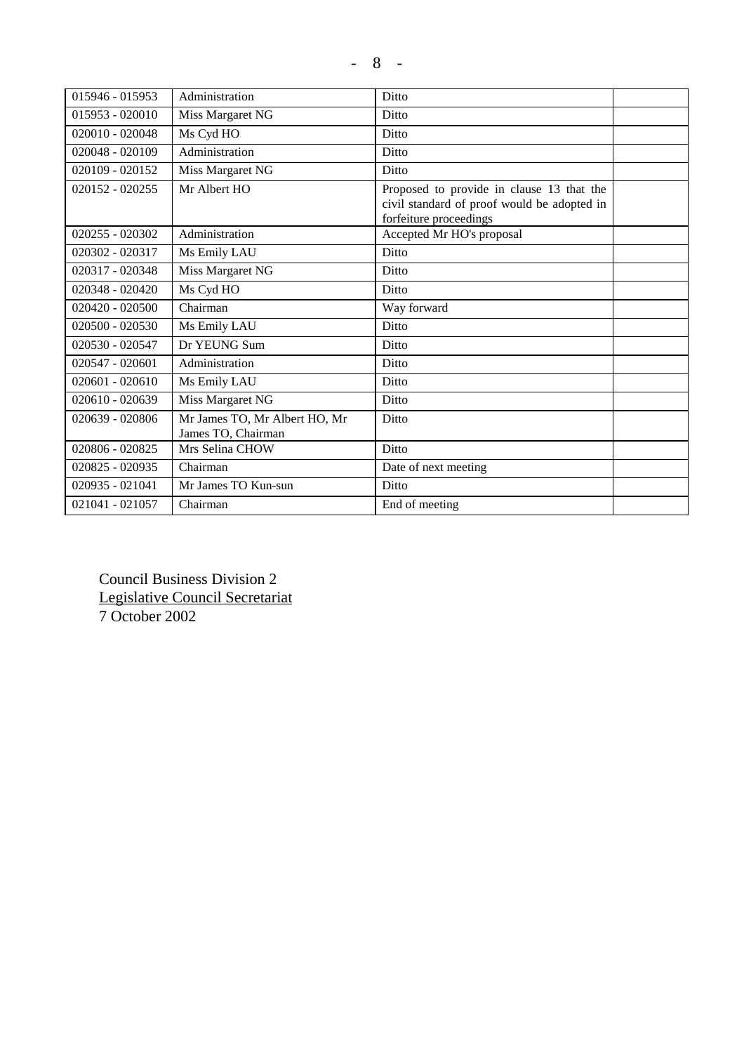| | | | |
|---|---|---|---|
| 015946 - 015953 | Administration | Ditto | |
| 015953 - 020010 | Miss Margaret NG | Ditto | |
| 020010 - 020048 | Ms Cyd HO | Ditto | |
| 020048 - 020109 | Administration | Ditto | |
| 020109 - 020152 | Miss Margaret NG | Ditto | |
| 020152 - 020255 | Mr Albert HO | Proposed to provide in clause 13 that the civil standard of proof would be adopted in forfeiture proceedings | |
| 020255 - 020302 | Administration | Accepted Mr HO's proposal | |
| 020302 - 020317 | Ms Emily LAU | Ditto | |
| 020317 - 020348 | Miss Margaret NG | Ditto | |
| 020348 - 020420 | Ms Cyd HO | Ditto | |
| 020420 - 020500 | Chairman | Way forward | |
| 020500 - 020530 | Ms Emily LAU | Ditto | |
| 020530 - 020547 | Dr YEUNG Sum | Ditto | |
| 020547 - 020601 | Administration | Ditto | |
| 020601 - 020610 | Ms Emily LAU | Ditto | |
| 020610 - 020639 | Miss Margaret NG | Ditto | |
| 020639 - 020806 | Mr James TO, Mr Albert HO, Mr James TO, Chairman | Ditto | |
| 020806 - 020825 | Mrs Selina CHOW | Ditto | |
| 020825 - 020935 | Chairman | Date of next meeting | |
| 020935 - 021041 | Mr James TO Kun-sun | Ditto | |
| 021041 - 021057 | Chairman | End of meeting | |

Council Business Division 2
Legislative Council Secretariat
7 October 2002